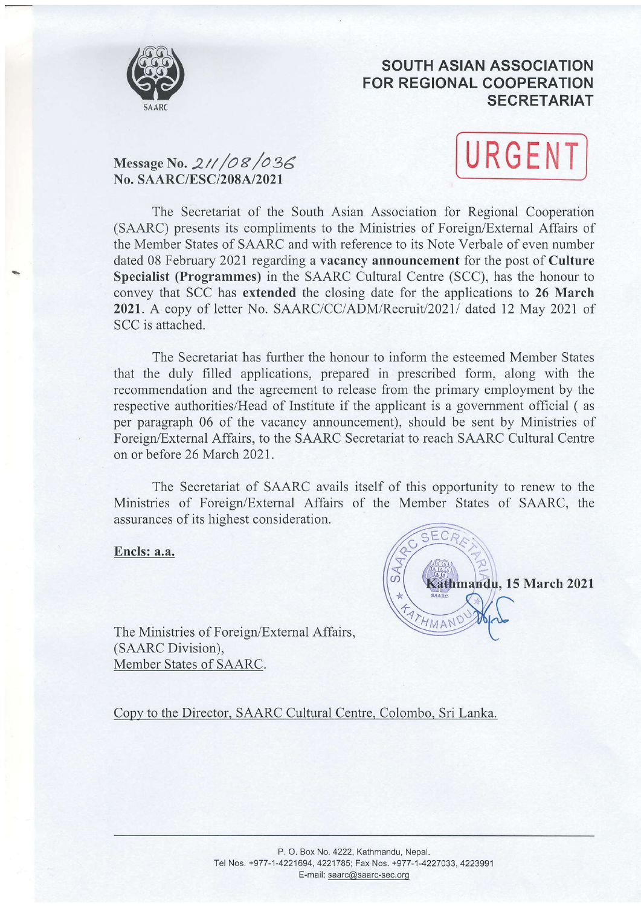# SOUTH ASIAN ASSOCIATION FOR REGIONAL COOPERATION SECRETARIAT

**URGENT**

**Message No.** 211/08/036
**No. SAARC/ESC/208A/2021**

The Secretariat of the South Asian Association for Regional Cooperation (SAARC) presents its compliments to the Ministries of Foreign/External Affairs of the Member States of SAARC and with reference to its Note Verbale of even number dated 08 February 2021 regarding a **vacancy announcement** for the post of **Culture Specialist (Programmes)** in the SAARC Cultural Centre (SCC), has the honour to convey that SCC has **extended** the closing date for the applications to **26 March 2021**. A copy of letter No. SAARC/CC/ADM/Recruit/2021/ dated 12 May 2021 of SCC is attached.

The Secretariat has further the honour to inform the esteemed Member States that the duly filled applications, prepared in prescribed form, along with the recommendation and the agreement to release from the primary employment by the respective authorities/Head of Institute if the applicant is a government official ( as per paragraph 06 of the vacancy announcement), should be sent by Ministries of Foreign/External Affairs, to the SAARC Secretariat to reach SAARC Cultural Centre on or before 26 March 2021.

The Secretariat of SAARC avails itself of this opportunity to renew to the Ministries of Foreign/External Affairs of the Member States of SAARC, the assurances of its highest consideration.

**Encls: a.a.**

**Kathmandu, 15 March 2021**

The Ministries of Foreign/External Affairs,
(SAARC Division),
Member States of SAARC.

Copy to the Director, SAARC Cultural Centre, Colombo, Sri Lanka.

P. O. Box No. 4222, Kathmandu, Nepal.
Tel Nos. +977-1-4221694, 4221785; Fax Nos. +977-1-4227033, 4223991
E-mail: saarc@saarc-sec.org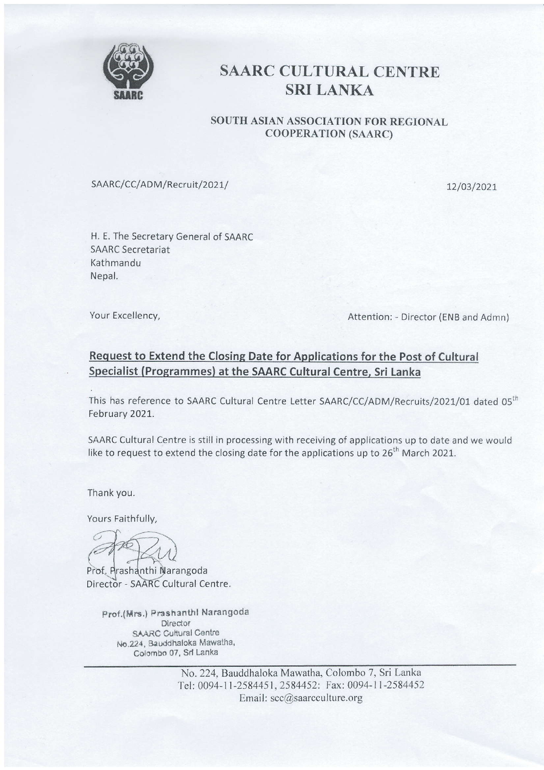# SAARC CULTURAL CENTRE SRI LANKA

## SOUTH ASIAN ASSOCIATION FOR REGIONAL COOPERATION (SAARC)

SAARC/CC/ADM/Recruit/2021/

12/03/2021

H. E. The Secretary General of SAARC
SAARC Secretariat
Kathmandu
Nepal.

Your Excellency,

Attention: - Director (ENB and Admn)

**Request to Extend the Closing Date for Applications for the Post of Cultural Specialist (Programmes) at the SAARC Cultural Centre, Sri Lanka**

This has reference to SAARC Cultural Centre Letter SAARC/CC/ADM/Recruits/2021/01 dated 05th February 2021.

SAARC Cultural Centre is still in processing with receiving of applications up to date and we would like to request to extend the closing date for the applications up to 26th March 2021.

Thank you.

Yours Faithfully,

Prof. Prashanthi Narangoda
Director - SAARC Cultural Centre.

Prof.(Mrs.) Prashanthi Narangoda
Director
SAARC Cultural Centre
No.224, Bauddhaloka Mawatha,
Colombo 07, Sri Lanka

No. 224, Bauddhaloka Mawatha, Colombo 7, Sri Lanka
Tel: 0094-11-2584451, 2584452: Fax: 0094-11-2584452
Email: scc@saarcculture.org